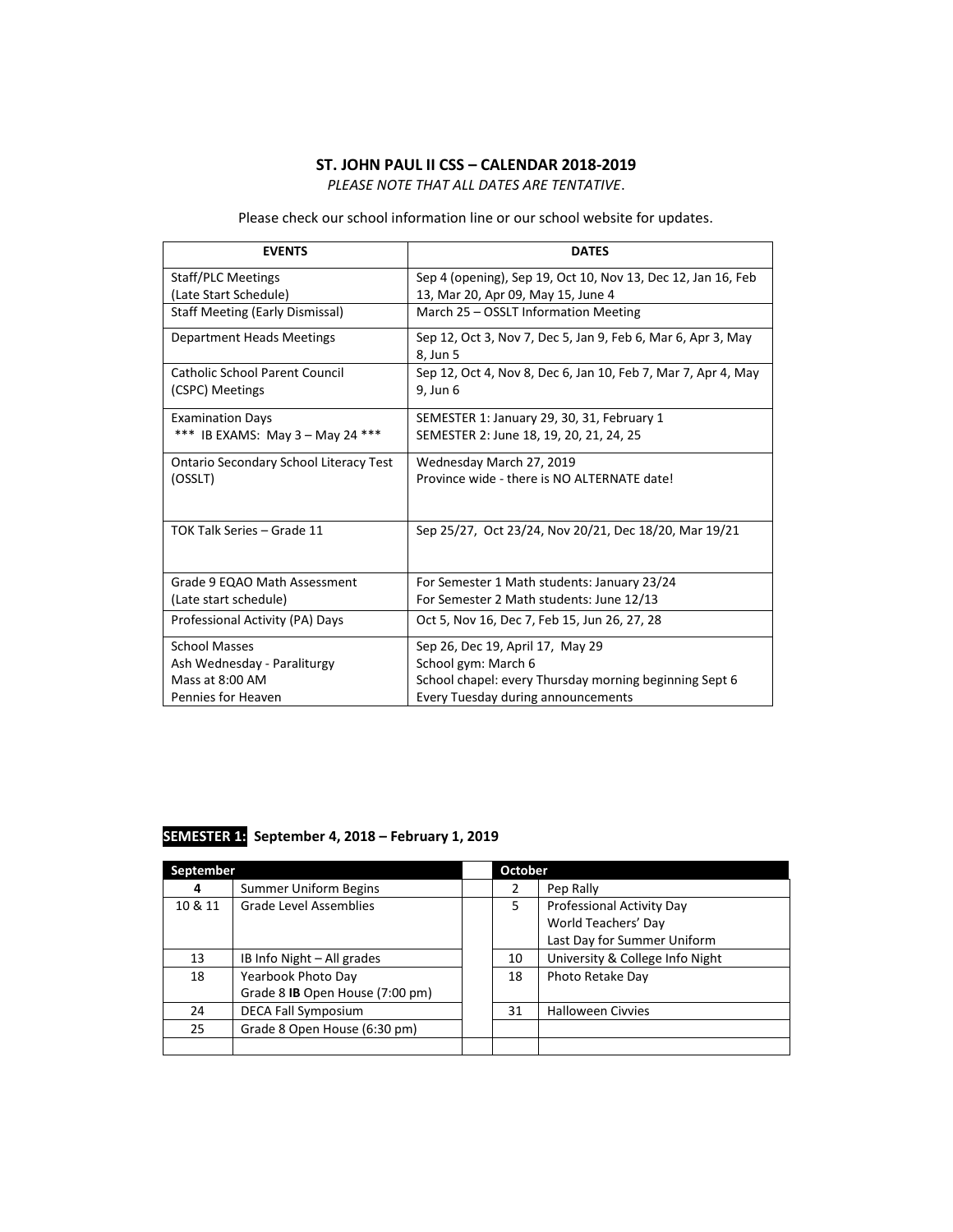**ST. JOHN PAUL II CSS – CALENDAR 2018-2019**

*PLEASE NOTE THAT ALL DATES ARE TENTATIVE*.

Please check our school information line or our school website for updates.

| EVENTS | DATES |
|---|---|
| Staff/PLC Meetings<br>(Late Start Schedule) | Sep 4 (opening), Sep 19, Oct 10, Nov 13, Dec 12, Jan 16, Feb 13, Mar 20, Apr 09, May 15, June 4 |
| Staff Meeting (Early Dismissal) | March 25 – OSSLT Information Meeting |
| Department Heads Meetings | Sep 12, Oct 3, Nov 7, Dec 5, Jan 9, Feb 6, Mar 6, Apr 3, May 8, Jun 5 |
| Catholic School Parent Council (CSPC) Meetings | Sep 12, Oct 4, Nov 8, Dec 6, Jan 10, Feb 7, Mar 7, Apr 4, May 9, Jun 6 |
| Examination Days<br>*** IB EXAMS: May 3 – May 24 *** | SEMESTER 1: January 29, 30, 31, February 1<br>SEMESTER 2: June 18, 19, 20, 21, 24, 25 |
| Ontario Secondary School Literacy Test (OSSLT) | Wednesday March 27, 2019<br>Province wide - there is NO ALTERNATE date! |
| TOK Talk Series – Grade 11 | Sep 25/27, Oct 23/24, Nov 20/21, Dec 18/20, Mar 19/21 |
| Grade 9 EQAO Math Assessment<br>(Late start schedule) | For Semester 1 Math students: January 23/24<br>For Semester 2 Math students: June 12/13 |
| Professional Activity (PA) Days | Oct 5, Nov 16, Dec 7, Feb 15, Jun 26, 27, 28 |
| School Masses<br>Ash Wednesday - Paraliturgy<br>Mass at 8:00 AM<br>Pennies for Heaven | Sep 26, Dec 19, April 17, May 29<br>School gym: March 6<br>School chapel: every Thursday morning beginning Sept 6<br>Every Tuesday during announcements |

**SEMESTER 1: September 4, 2018 – February 1, 2019**

| September | | | October | |
|---|---|---|---|---|
| **4** | Summer Uniform Begins | | 2 | Pep Rally |
| 10 & 11 | Grade Level Assemblies | | 5 | Professional Activity Day<br>World Teachers' Day<br>Last Day for Summer Uniform |
| 13 | IB Info Night – All grades | | 10 | University & College Info Night |
| 18 | Yearbook Photo Day<br>Grade 8 **IB** Open House (7:00 pm) | | 18 | Photo Retake Day |
| 24 | DECA Fall Symposium | | 31 | Halloween Civvies |
| 25 | Grade 8 Open House (6:30 pm) | | | |
| | | | | |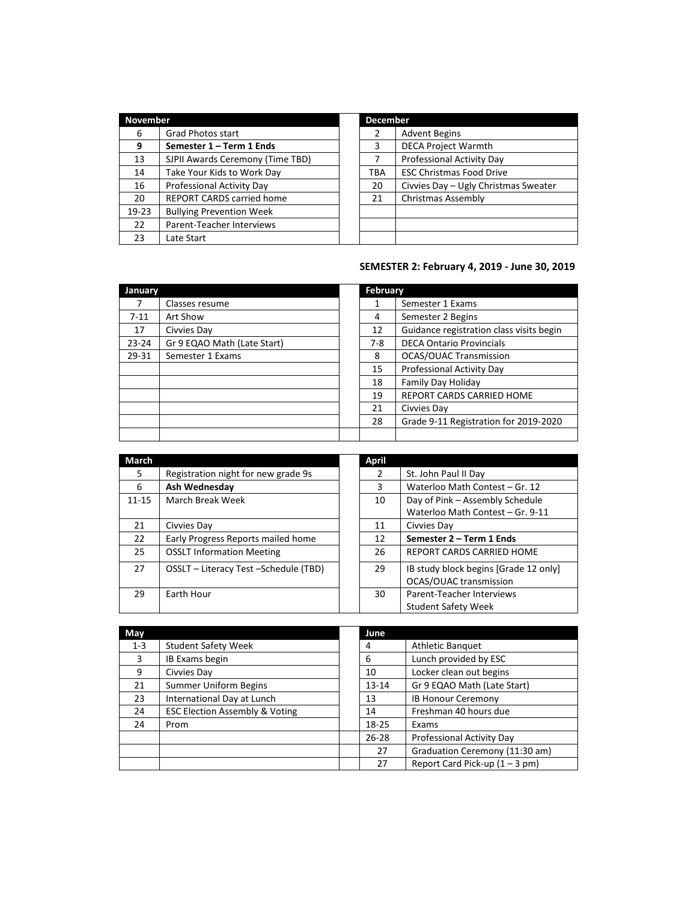| November | |
|---|---|
| 6 | Grad Photos start |
| **9** | **Semester 1 – Term 1 Ends** |
| 13 | SJPII Awards Ceremony (Time TBD) |
| 14 | Take Your Kids to Work Day |
| 16 | Professional Activity Day |
| 20 | REPORT CARDS carried home |
| 19-23 | Bullying Prevention Week |
| 22 | Parent-Teacher Interviews |
| 23 | Late Start |

| December | |
|---|---|
| 2 | Advent Begins |
| 3 | DECA Project Warmth |
| 7 | Professional Activity Day |
| TBA | ESC Christmas Food Drive |
| 20 | Civvies Day – Ugly Christmas Sweater |
| 21 | Christmas Assembly |

**SEMESTER 2: February 4, 2019 - June 30, 2019**

| January | |
|---|---|
| 7 | Classes resume |
| 7-11 | Art Show |
| 17 | Civvies Day |
| 23-24 | Gr 9 EQAO Math (Late Start) |
| 29-31 | Semester 1 Exams |

| February | |
|---|---|
| 1 | Semester 1 Exams |
| 4 | Semester 2 Begins |
| 12 | Guidance registration class visits begin |
| 7-8 | DECA Ontario Provincials |
| 8 | OCAS/OUAC Transmission |
| 15 | Professional Activity Day |
| 18 | Family Day Holiday |
| 19 | REPORT CARDS CARRIED HOME |
| 21 | Civvies Day |
| 28 | Grade 9-11 Registration for 2019-2020 |

| March | |
|---|---|
| 5 | Registration night for new grade 9s |
| 6 | **Ash Wednesday** |
| 11-15 | March Break Week |
| 21 | Civvies Day |
| 22 | Early Progress Reports mailed home |
| 25 | OSSLT Information Meeting |
| 27 | OSSLT – Literacy Test –Schedule (TBD) |
| 29 | Earth Hour |

| April | |
|---|---|
| 2 | St. John Paul II Day |
| 3 | Waterloo Math Contest – Gr. 12 |
| 10 | Day of Pink – Assembly Schedule<br>Waterloo Math Contest – Gr. 9-11 |
| 11 | Civvies Day |
| 12 | **Semester 2 – Term 1 Ends** |
| 26 | REPORT CARDS CARRIED HOME |
| 29 | IB study block begins [Grade 12 only]<br>OCAS/OUAC transmission |
| 30 | Parent-Teacher Interviews<br>Student Safety Week |

| May | |
|---|---|
| 1-3 | Student Safety Week |
| 3 | IB Exams begin |
| 9 | Civvies Day |
| 21 | Summer Uniform Begins |
| 23 | International Day at Lunch |
| 24 | ESC Election Assembly & Voting |
| 24 | Prom |

| June | |
|---|---|
| 4 | Athletic Banquet |
| 6 | Lunch provided by ESC |
| 10 | Locker clean out begins |
| 13-14 | Gr 9 EQAO Math (Late Start) |
| 13 | IB Honour Ceremony |
| 14 | Freshman 40 hours due |
| 18-25 | Exams |
| 26-28 | Professional Activity Day |
| 27 | Graduation Ceremony (11:30 am) |
| 27 | Report Card Pick-up (1 – 3 pm) |